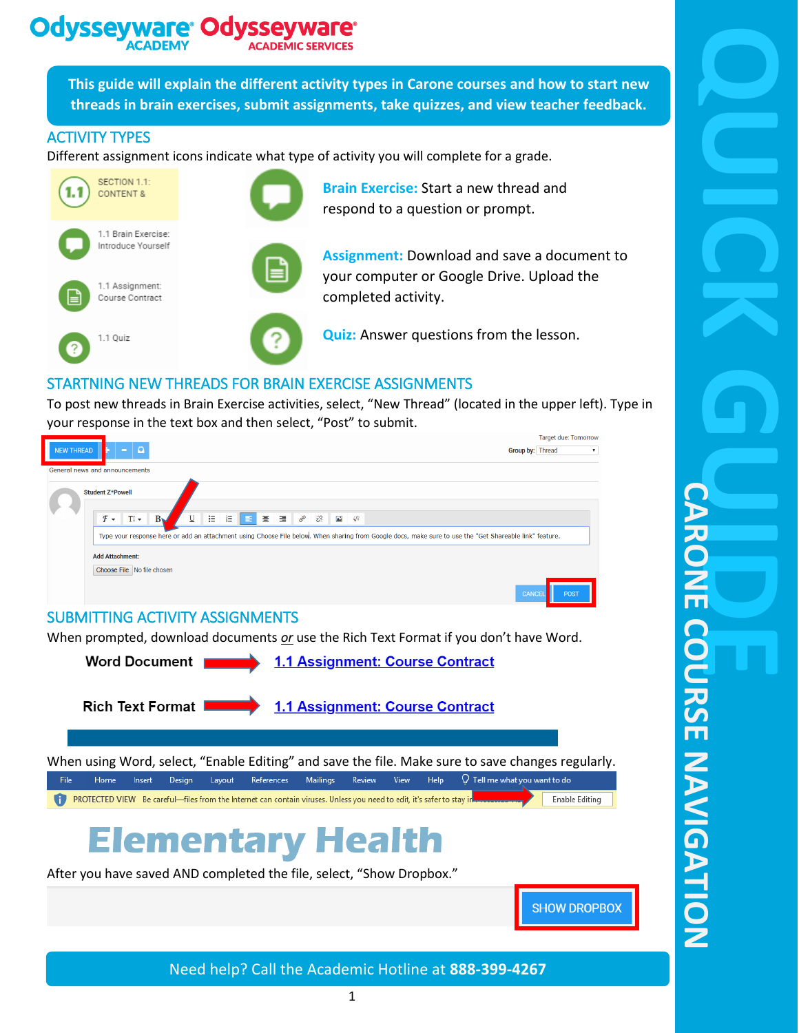Odysseyware ACADEMY Odysseyware ACADEMIC SERVICES

# QUICK GUIDE
## CARONE COURSE NAVIGATION

**This guide will explain the different activity types in Carone courses and how to start new threads in brain exercises, submit assignments, take quizzes, and view teacher feedback.**

## ACTIVITY TYPES

Different assignment icons indicate what type of activity you will complete for a grade.

SECTION 1.1: CONTENT &

1.1 Brain Exercise: Introduce Yourself

1.1 Assignment: Course Contract

1.1 Quiz

**Brain Exercise:** Start a new thread and respond to a question or prompt.

**Assignment:** Download and save a document to your computer or Google Drive. Upload the completed activity.

**Quiz:** Answer questions from the lesson.

## STARTNING NEW THREADS FOR BRAIN EXERCISE ASSIGNMENTS

To post new threads in Brain Exercise activities, select, "New Thread" (located in the upper left). Type in your response in the text box and then select, "Post" to submit.

NEW THREAD | Target due: Tomorrow | Group by: Thread

General news and announcements

Student Z*Powell

Type your response here or add an attachment using Choose File below. When sharing from Google docs, make sure to use the "Get Shareable link" feature.

Add Attachment:

Choose File No file chosen

CANCEL POST

## SUBMITTING ACTIVITY ASSIGNMENTS

When prompted, download documents *or* use the Rich Text Format if you don't have Word.

**Word Document** → 1.1 Assignment: Course Contract

**Rich Text Format** → 1.1 Assignment: Course Contract

When using Word, select, "Enable Editing" and save the file. Make sure to save changes regularly.

File Home Insert Design Layout References Mailings Review View Help Tell me what you want to do

PROTECTED VIEW Be careful—files from the Internet can contain viruses. Unless you need to edit, it's safer to stay in Protected View. Enable Editing

**Elementary Health**

After you have saved AND completed the file, select, "Show Dropbox."

SHOW DROPBOX

Need help? Call the Academic Hotline at **888-399-4267**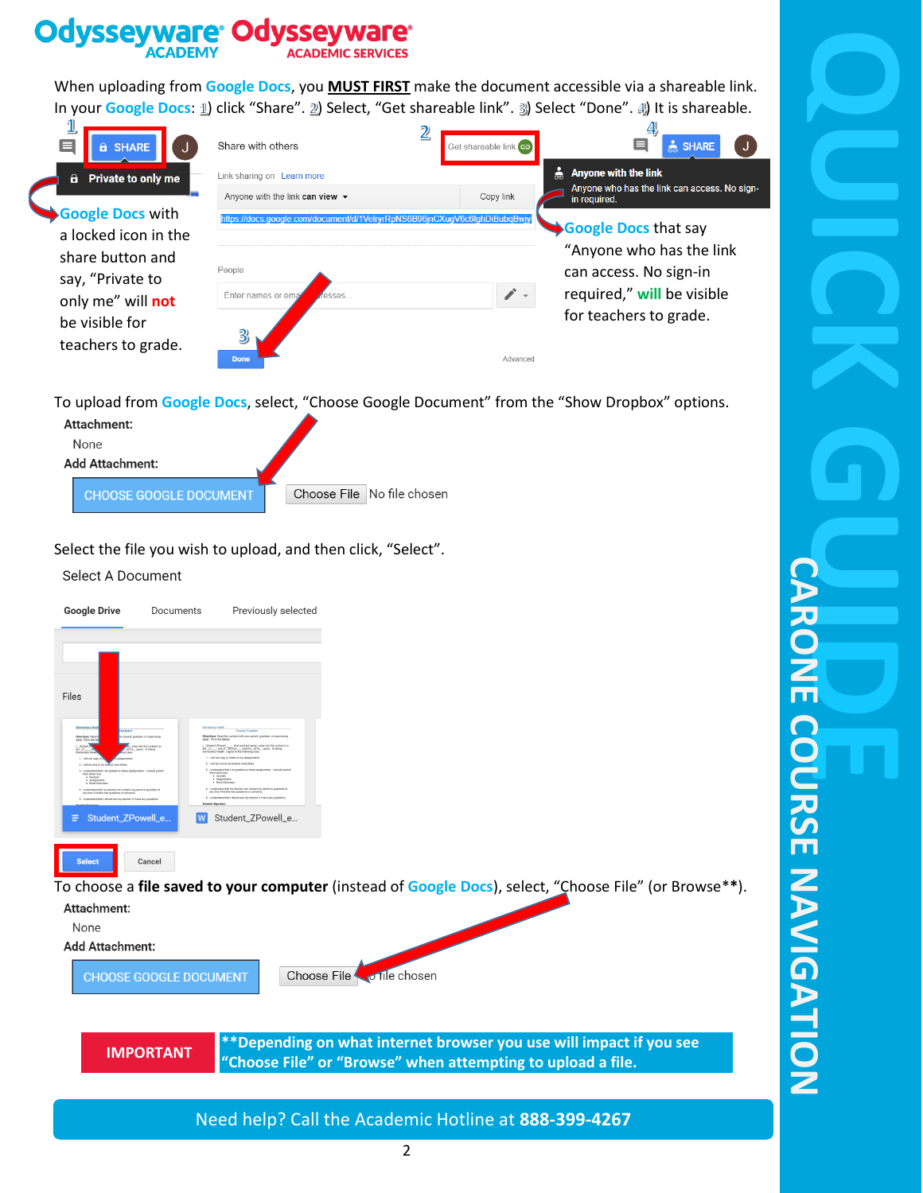When uploading from Google Docs, you **MUST FIRST** make the document accessible via a shareable link. In your Google Docs: 1) click "Share". 2) Select, "Get shareable link". 3) Select "Done". 4) It is shareable.

1 SHARE J

Private to only me

Google Docs with a locked icon in the share button and say, "Private to only me" will not be visible for teachers to grade.

Share with others

2 Get shareable link

Link sharing on Learn more

Anyone with the link **can view** ▾ Copy link

https://docs.google.com/document/d/1VelryrRpNS6B96jnCXugV6c6fghDiBubqBwjy

People

Enter names or email addresses...

3 Done

Advanced

4 SHARE J

**Anyone with the link**
Anyone who has the link can access. No sign-in required.

Google Docs that say "Anyone who has the link can access. No sign-in required," will be visible for teachers to grade.

To upload from Google Docs, select, "Choose Google Document" from the "Show Dropbox" options.

**Attachment:**
None
**Add Attachment:**

CHOOSE GOOGLE DOCUMENT    Choose File No file chosen

Select the file you wish to upload, and then click, "Select".

Select A Document

Google Drive    Documents    Previously selected

Files

Student_ZPowell_e...    Student_ZPowell_e...

Select    Cancel

To choose a **file saved to your computer** (instead of Google Docs), select, "Choose File" (or Browse**).

**Attachment:**
None
**Add Attachment:**

CHOOSE GOOGLE DOCUMENT    Choose File No file chosen

**IMPORTANT**

****Depending on what internet browser you use will impact if you see "Choose File" or "Browse" when attempting to upload a file.**

Need help? Call the Academic Hotline at **888-399-4267**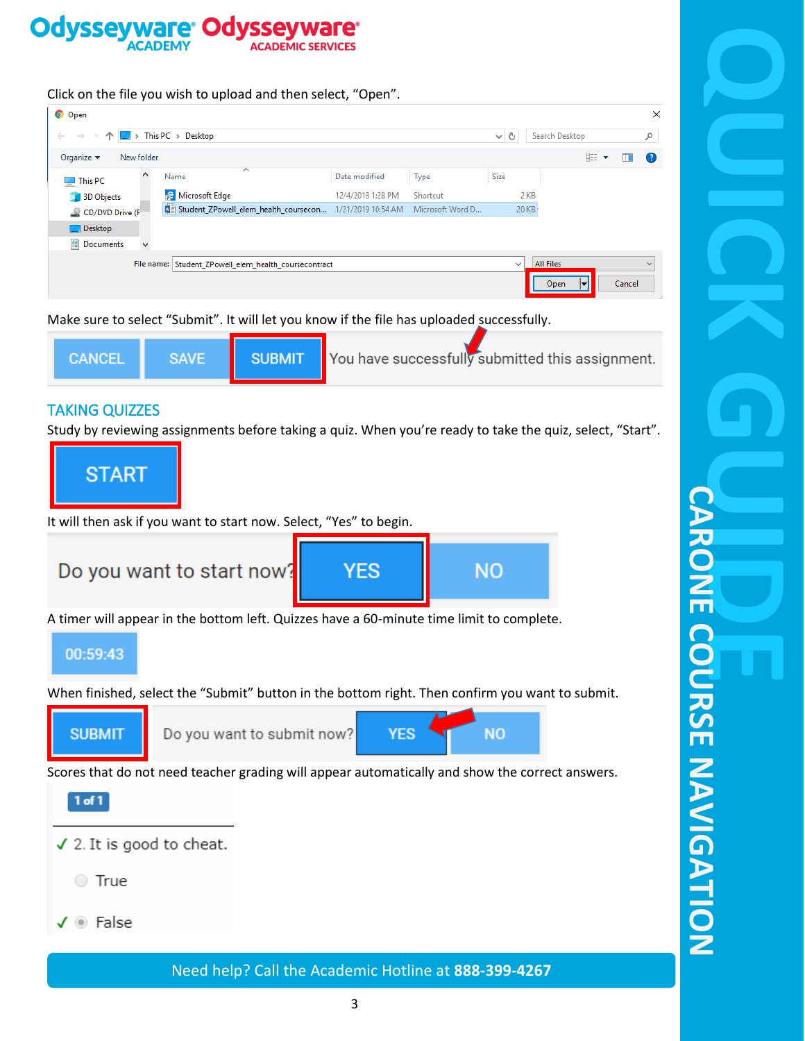Click on the file you wish to upload and then select, “Open”.

Make sure to select “Submit”. It will let you know if the file has uploaded successfully.

## TAKING QUIZZES

Study by reviewing assignments before taking a quiz. When you’re ready to take the quiz, select, “Start”.

It will then ask if you want to start now. Select, “Yes” to begin.

A timer will appear in the bottom left. Quizzes have a 60-minute time limit to complete.

When finished, select the “Submit” button in the bottom right. Then confirm you want to submit.

Scores that do not need teacher grading will appear automatically and show the correct answers.

Need help? Call the Academic Hotline at **888-399-4267**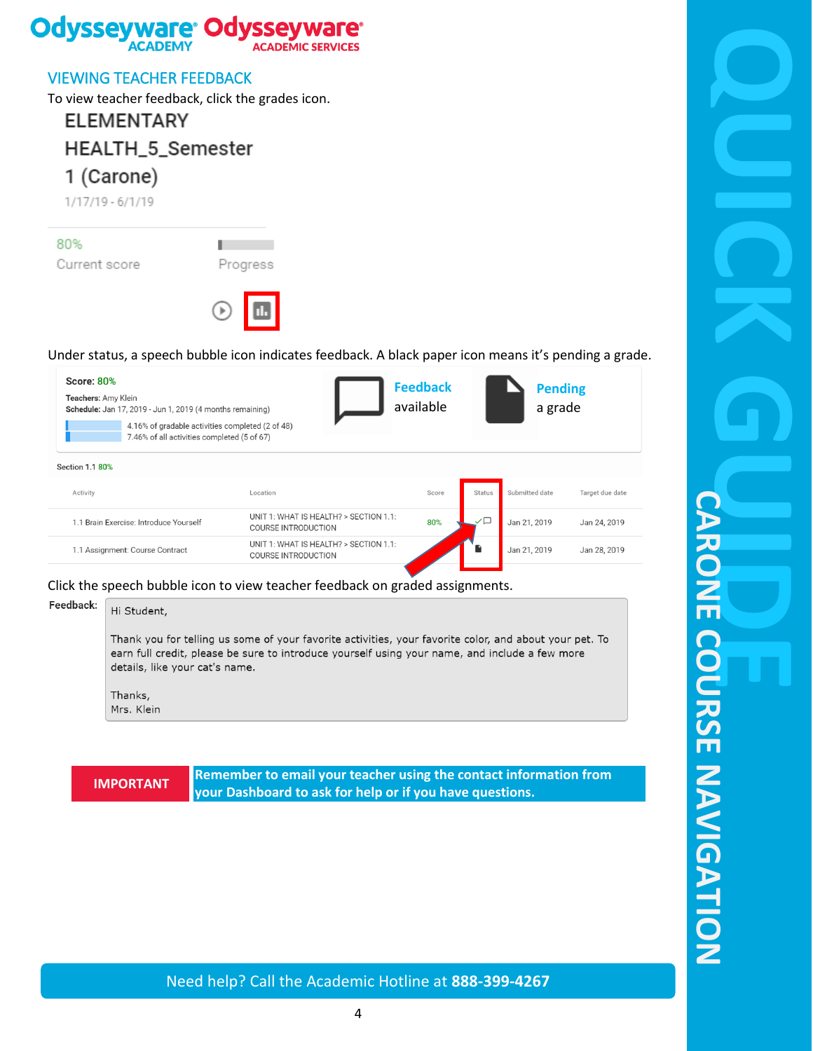# VIEWING TEACHER FEEDBACK

To view teacher feedback, click the grades icon.

ELEMENTARY HEALTH_5_Semester 1 (Carone)

1/17/19 - 6/1/19

80%
Current score

Progress

Under status, a speech bubble icon indicates feedback. A black paper icon means it's pending a grade.

**Score:** 80%

**Teachers:** Amy Klein

**Schedule:** Jan 17, 2019 - Jun 1, 2019 (4 months remaining)

4.16% of gradable activities completed (2 of 48)

7.46% of all activities completed (5 of 67)

**Feedback** available

**Pending** a grade

Section 1.1 80%

| Activity | Location | Score | Status | Submitted date | Target due date |
|---|---|---|---|---|---|
| 1.1 Brain Exercise: Introduce Yourself | UNIT 1: WHAT IS HEALTH? > SECTION 1.1: COURSE INTRODUCTION | 80% | ✓ 🗨 | Jan 21, 2019 | Jan 24, 2019 |
| 1.1 Assignment: Course Contract | UNIT 1: WHAT IS HEALTH? > SECTION 1.1: COURSE INTRODUCTION | | 📄 | Jan 21, 2019 | Jan 28, 2019 |

Click the speech bubble icon to view teacher feedback on graded assignments.

**Feedback:**

Hi Student,

Thank you for telling us some of your favorite activities, your favorite color, and about your pet. To earn full credit, please be sure to introduce yourself using your name, and include a few more details, like your cat's name.

Thanks,
Mrs. Klein

**IMPORTANT** **Remember to email your teacher using the contact information from your Dashboard to ask for help or if you have questions.**

Need help? Call the Academic Hotline at **888-399-4267**